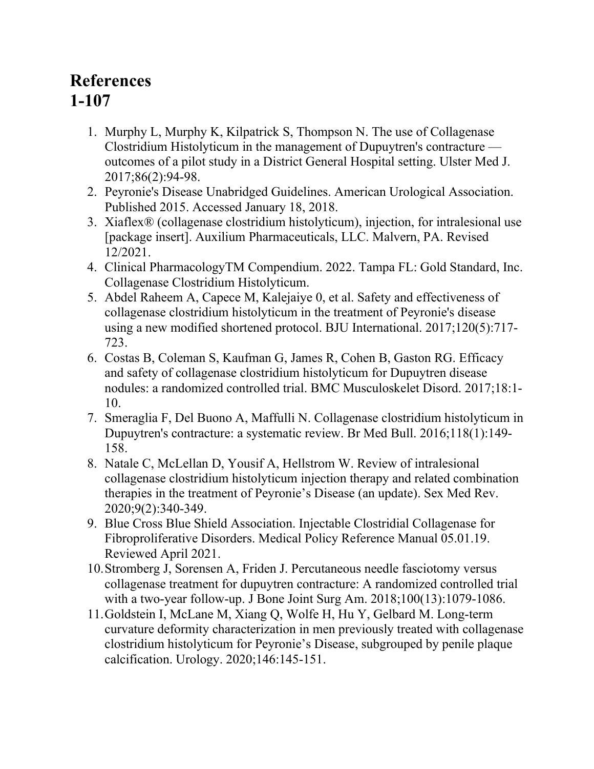# References
# 1-107

1. Murphy L, Murphy K, Kilpatrick S, Thompson N. The use of Collagenase Clostridium Histolyticum in the management of Dupuytren's contracture — outcomes of a pilot study in a District General Hospital setting. Ulster Med J. 2017;86(2):94-98.
2. Peyronie's Disease Unabridged Guidelines. American Urological Association. Published 2015. Accessed January 18, 2018.
3. Xiaflex® (collagenase clostridium histolyticum), injection, for intralesional use [package insert]. Auxilium Pharmaceuticals, LLC. Malvern, PA. Revised 12/2021.
4. Clinical PharmacologyTM Compendium. 2022. Tampa FL: Gold Standard, Inc. Collagenase Clostridium Histolyticum.
5. Abdel Raheem A, Capece M, Kalejaiye 0, et al. Safety and effectiveness of collagenase clostridium histolyticum in the treatment of Peyronie's disease using a new modified shortened protocol. BJU International. 2017;120(5):717-723.
6. Costas B, Coleman S, Kaufman G, James R, Cohen B, Gaston RG. Efficacy and safety of collagenase clostridium histolyticum for Dupuytren disease nodules: a randomized controlled trial. BMC Musculoskelet Disord. 2017;18:1-10.
7. Smeraglia F, Del Buono A, Maffulli N. Collagenase clostridium histolyticum in Dupuytren's contracture: a systematic review. Br Med Bull. 2016;118(1):149-158.
8. Natale C, McLellan D, Yousif A, Hellstrom W. Review of intralesional collagenase clostridium histolyticum injection therapy and related combination therapies in the treatment of Peyronie's Disease (an update). Sex Med Rev. 2020;9(2):340-349.
9. Blue Cross Blue Shield Association. Injectable Clostridial Collagenase for Fibroproliferative Disorders. Medical Policy Reference Manual 05.01.19. Reviewed April 2021.
10. Stromberg J, Sorensen A, Friden J. Percutaneous needle fasciotomy versus collagenase treatment for dupuytren contracture: A randomized controlled trial with a two-year follow-up. J Bone Joint Surg Am. 2018;100(13):1079-1086.
11. Goldstein I, McLane M, Xiang Q, Wolfe H, Hu Y, Gelbard M. Long-term curvature deformity characterization in men previously treated with collagenase clostridium histolyticum for Peyronie's Disease, subgrouped by penile plaque calcification. Urology. 2020;146:145-151.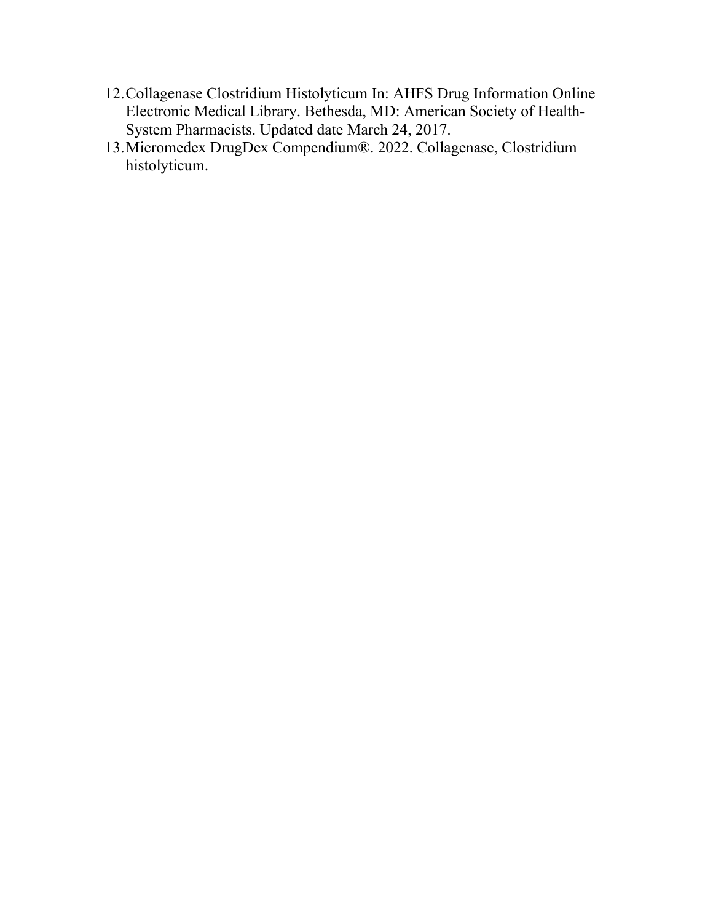12. Collagenase Clostridium Histolyticum In: AHFS Drug Information Online Electronic Medical Library. Bethesda, MD: American Society of Health-System Pharmacists. Updated date March 24, 2017.
13. Micromedex DrugDex Compendium®. 2022. Collagenase, Clostridium histolyticum.